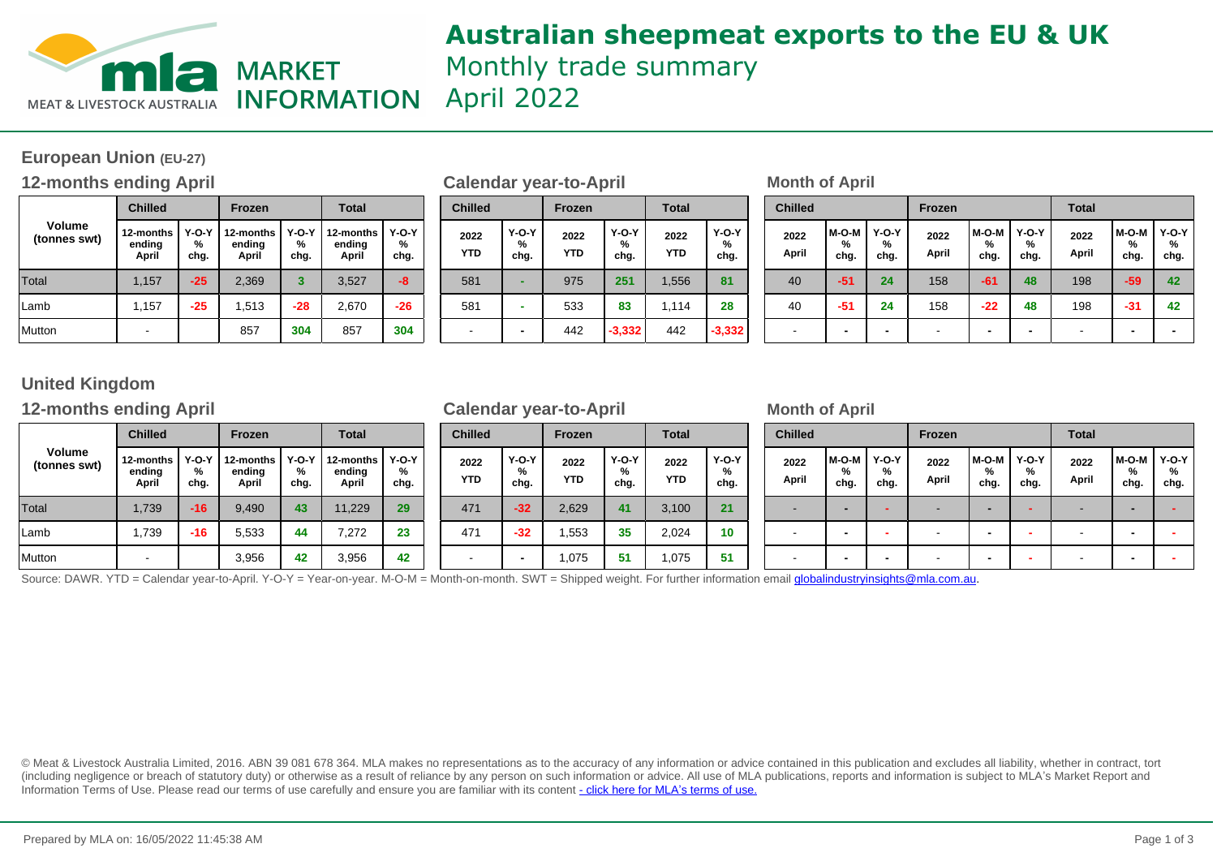# Australian sheepmeat exports to the EU & UK

Monthly trade summary

April 2022

## European Union (EU-27)

### 12-months ending April

| Volume (tonnes swt) | Chilled | | Frozen | | Total | |
|---|---|---|---|---|---|---|
| | 12-months ending April | Y-O-Y % chg. | 12-months ending April | Y-O-Y % chg. | 12-months ending April | Y-O-Y % chg. |
| Total | 1,157 | -25 | 2,369 | 3 | 3,527 | -8 |
| Lamb | 1,157 | -25 | 1,513 | -28 | 2,670 | -26 |
| Mutton | - | | 857 | 304 | 857 | 304 |

### Calendar year-to-April

| Chilled | | Frozen | | Total | |
|---|---|---|---|---|---|
| 2022 YTD | Y-O-Y % chg. | 2022 YTD | Y-O-Y % chg. | 2022 YTD | Y-O-Y % chg. |
| 581 | - | 975 | 251 | 1,556 | 81 |
| 581 | - | 533 | 83 | 1,114 | 28 |
| - | - | 442 | -3,332 | 442 | -3,332 |

### Month of April

| Chilled | | | Frozen | | | Total | | |
|---|---|---|---|---|---|---|---|---|
| 2022 April | M-O-M % chg. | Y-O-Y % chg. | 2022 April | M-O-M % chg. | Y-O-Y % chg. | 2022 April | M-O-M % chg. | Y-O-Y % chg. |
| 40 | -51 | 24 | 158 | -61 | 48 | 198 | -59 | 42 |
| 40 | -51 | 24 | 158 | -22 | 48 | 198 | -31 | 42 |
| - | - | - | - | - | - | - | - | - |

## United Kingdom

### 12-months ending April

| Volume (tonnes swt) | Chilled | | Frozen | | Total | |
|---|---|---|---|---|---|---|
| | 12-months ending April | Y-O-Y % chg. | 12-months ending April | Y-O-Y % chg. | 12-months ending April | Y-O-Y % chg. |
| Total | 1,739 | -16 | 9,490 | 43 | 11,229 | 29 |
| Lamb | 1,739 | -16 | 5,533 | 44 | 7,272 | 23 |
| Mutton | - | | 3,956 | 42 | 3,956 | 42 |

### Calendar year-to-April

| Chilled | | Frozen | | Total | |
|---|---|---|---|---|---|
| 2022 YTD | Y-O-Y % chg. | 2022 YTD | Y-O-Y % chg. | 2022 YTD | Y-O-Y % chg. |
| 471 | -32 | 2,629 | 41 | 3,100 | 21 |
| 471 | -32 | 1,553 | 35 | 2,024 | 10 |
| - | - | 1,075 | 51 | 1,075 | 51 |

### Month of April

| Chilled | | | Frozen | | | Total | | |
|---|---|---|---|---|---|---|---|---|
| 2022 April | M-O-M % chg. | Y-O-Y % chg. | 2022 April | M-O-M % chg. | Y-O-Y % chg. | 2022 April | M-O-M % chg. | Y-O-Y % chg. |
| - | - | - | - | - | - | - | - | - |
| - | - | - | - | - | - | - | - | - |
| - | - | - | - | - | - | - | - | - |

Source: DAWR. YTD = Calendar year-to-April. Y-O-Y = Year-on-year. M-O-M = Month-on-month. SWT = Shipped weight. For further information email globalindustryinsights@mla.com.au.

© Meat & Livestock Australia Limited, 2016. ABN 39 081 678 364. MLA makes no representations as to the accuracy of any information or advice contained in this publication and excludes all liability, whether in contract, tort (including negligence or breach of statutory duty) or otherwise as a result of reliance by any person on such information or advice. All use of MLA publications, reports and information is subject to MLA's Market Report and Information Terms of Use. Please read our terms of use carefully and ensure you are familiar with its content - click here for MLA's terms of use.

Prepared by MLA on: 16/05/2022 11:45:38 AM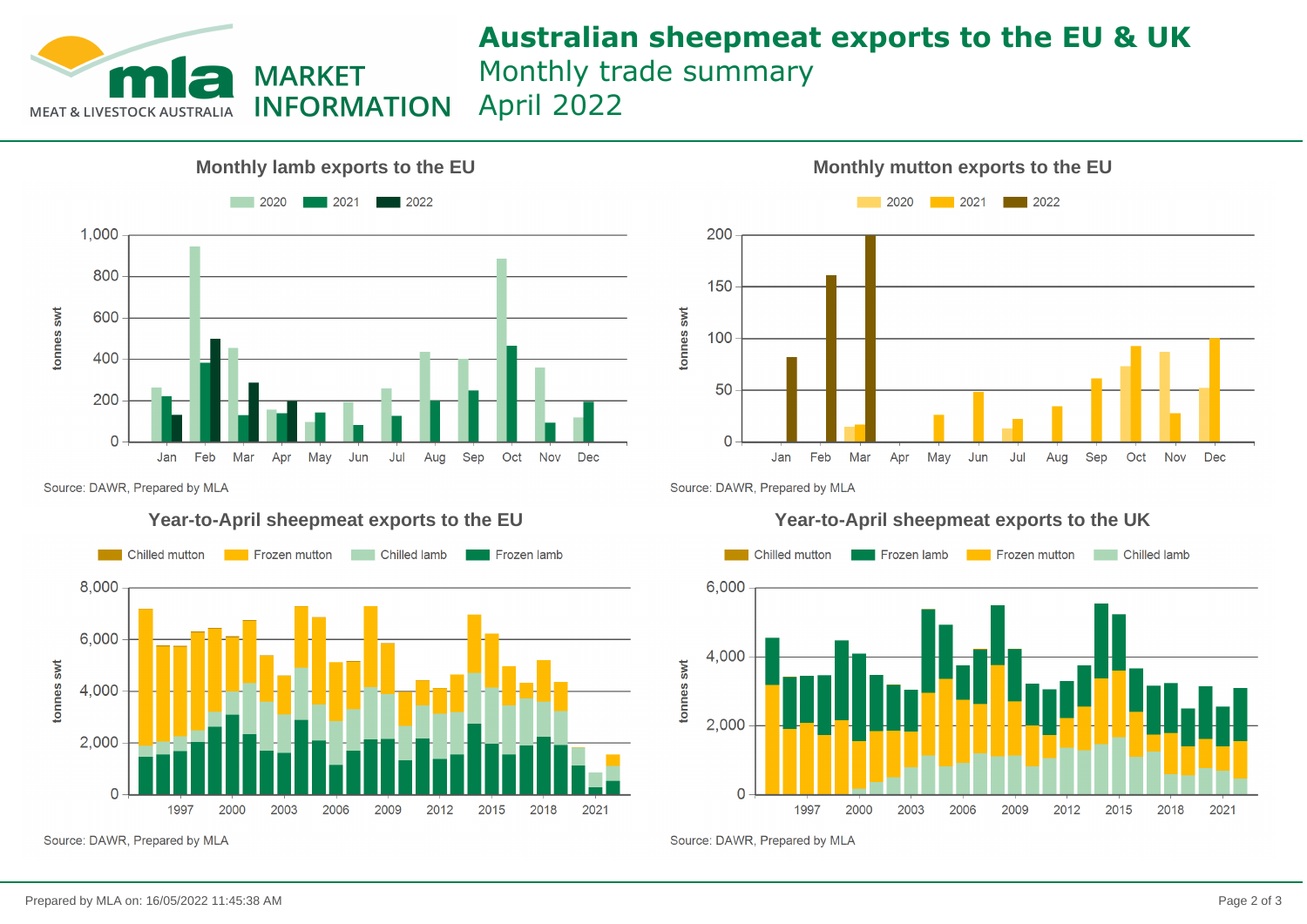# Australian sheepmeat exports to the EU & UK

Monthly trade summary

April 2022

MLA MARKET INFORMATION

MEAT & LIVESTOCK AUSTRALIA

## Monthly lamb exports to the EU

2020 | 2021 | 2022

tonnes swt

Jan Feb Mar Apr May Jun Jul Aug Sep Oct Nov Dec

Source: DAWR, Prepared by MLA

## Monthly mutton exports to the EU

2020 | 2021 | 2022

tonnes swt

Jan Feb Mar Apr May Jun Jul Aug Sep Oct Nov Dec

Source: DAWR, Prepared by MLA

## Year-to-April sheepmeat exports to the EU

Chilled mutton | Frozen mutton | Chilled lamb | Frozen lamb

tonnes swt

Source: DAWR, Prepared by MLA

## Year-to-April sheepmeat exports to the UK

Chilled mutton | Frozen lamb | Frozen mutton | Chilled lamb

tonnes swt

Source: DAWR, Prepared by MLA

Prepared by MLA on: 16/05/2022 11:45:38 AM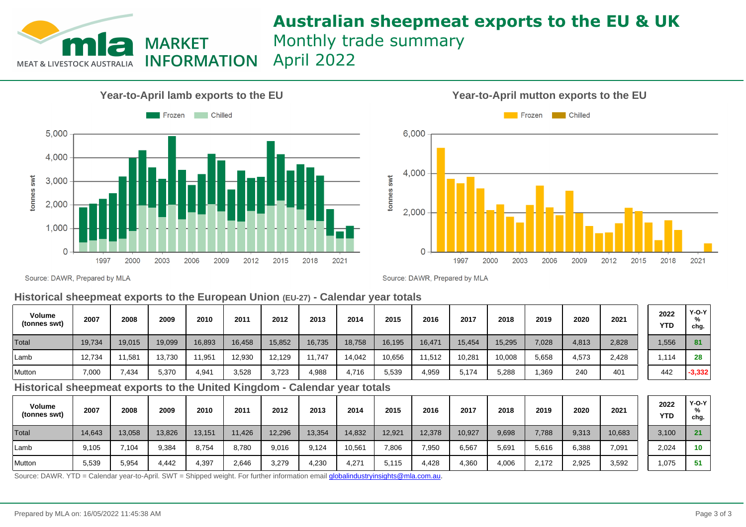# Australian sheepmeat exports to the EU & UK

Monthly trade summary

April 2022

## Year-to-April lamb exports to the EU

Frozen
Chilled

tonnes swt

5,000
4,000
3,000
2,000
1,000
0

1997
2000
2003
2006
2009
2012
2015
2018
2021

Source: DAWR, Prepared by MLA

## Year-to-April mutton exports to the EU

Frozen
Chilled

tonnes swt

6,000
4,000
2,000
0

1997
2000
2003
2006
2009
2012
2015
2018
2021

Source: DAWR, Prepared by MLA

## Historical sheepmeat exports to the European Union (EU-27) - Calendar year totals

| Volume (tonnes swt) | 2007 | 2008 | 2009 | 2010 | 2011 | 2012 | 2013 | 2014 | 2015 | 2016 | 2017 | 2018 | 2019 | 2020 | 2021 | 2022 YTD | Y-O-Y % chg. |
|---|---|---|---|---|---|---|---|---|---|---|---|---|---|---|---|---|---|
| Total | 19,734 | 19,015 | 19,099 | 16,893 | 16,458 | 15,852 | 16,735 | 18,758 | 16,195 | 16,471 | 15,454 | 15,295 | 7,028 | 4,813 | 2,828 | 1,556 | 81 |
| Lamb | 12,734 | 11,581 | 13,730 | 11,951 | 12,930 | 12,129 | 11,747 | 14,042 | 10,656 | 11,512 | 10,281 | 10,008 | 5,658 | 4,573 | 2,428 | 1,114 | 28 |
| Mutton | 7,000 | 7,434 | 5,370 | 4,941 | 3,528 | 3,723 | 4,988 | 4,716 | 5,539 | 4,959 | 5,174 | 5,288 | 1,369 | 240 | 401 | 442 | -3,332 |

## Historical sheepmeat exports to the United Kingdom - Calendar year totals

| Volume (tonnes swt) | 2007 | 2008 | 2009 | 2010 | 2011 | 2012 | 2013 | 2014 | 2015 | 2016 | 2017 | 2018 | 2019 | 2020 | 2021 | 2022 YTD | Y-O-Y % chg. |
|---|---|---|---|---|---|---|---|---|---|---|---|---|---|---|---|---|---|
| Total | 14,643 | 13,058 | 13,826 | 13,151 | 11,426 | 12,296 | 13,354 | 14,832 | 12,921 | 12,378 | 10,927 | 9,698 | 7,788 | 9,313 | 10,683 | 3,100 | 21 |
| Lamb | 9,105 | 7,104 | 9,384 | 8,754 | 8,780 | 9,016 | 9,124 | 10,561 | 7,806 | 7,950 | 6,567 | 5,691 | 5,616 | 6,388 | 7,091 | 2,024 | 10 |
| Mutton | 5,539 | 5,954 | 4,442 | 4,397 | 2,646 | 3,279 | 4,230 | 4,271 | 5,115 | 4,428 | 4,360 | 4,006 | 2,172 | 2,925 | 3,592 | 1,075 | 51 |

Source: DAWR. YTD = Calendar year-to-April. SWT = Shipped weight. For further information email globalindustryinsights@mla.com.au.

Prepared by MLA on: 16/05/2022 11:45:38 AM